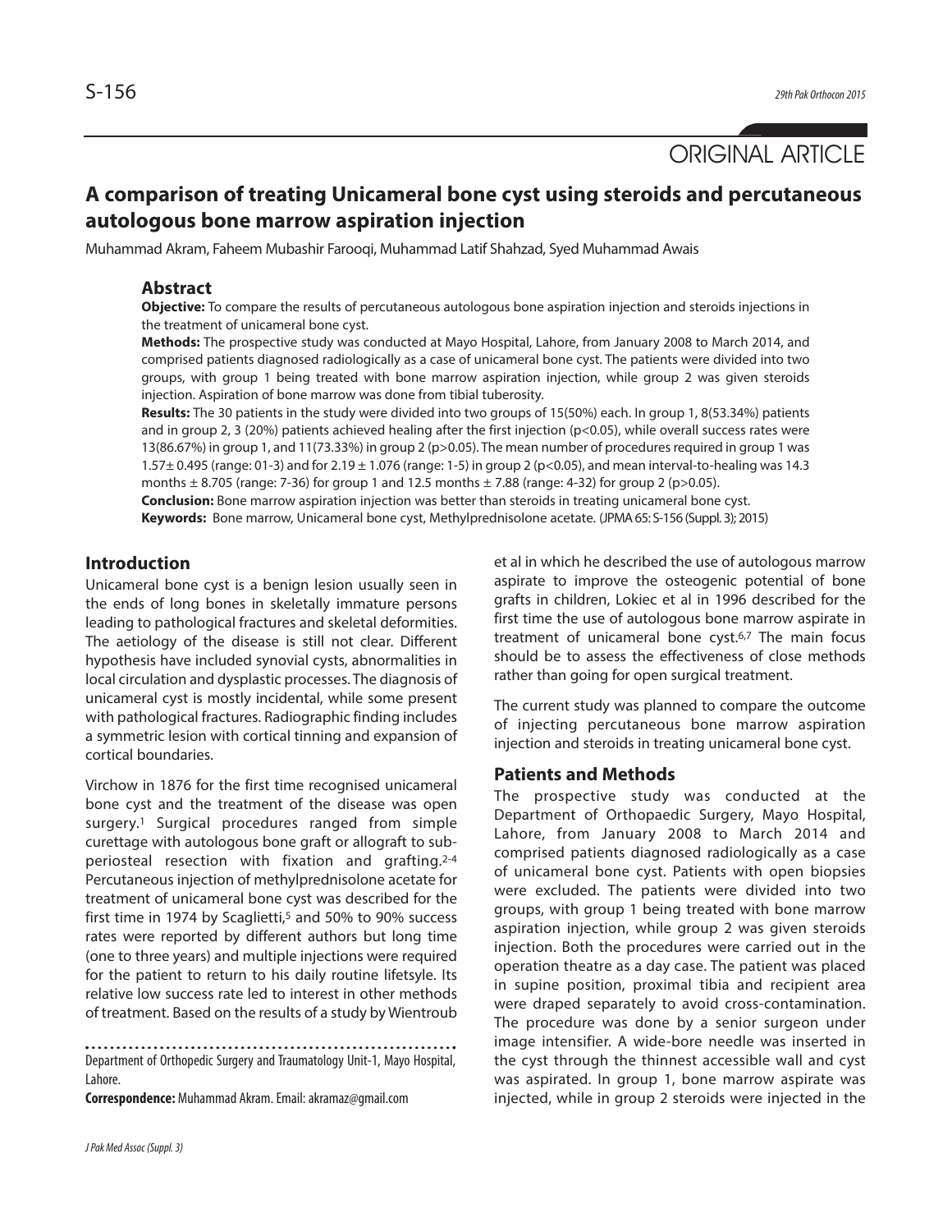ORIGINAL ARTICLE

# A comparison of treating Unicameral bone cyst using steroids and percutaneous autologous bone marrow aspiration injection

Muhammad Akram, Faheem Mubashir Farooqi, Muhammad Latif Shahzad, Syed Muhammad Awais

## Abstract

**Objective:** To compare the results of percutaneous autologous bone aspiration injection and steroids injections in the treatment of unicameral bone cyst.

**Methods:** The prospective study was conducted at Mayo Hospital, Lahore, from January 2008 to March 2014, and comprised patients diagnosed radiologically as a case of unicameral bone cyst. The patients were divided into two groups, with group 1 being treated with bone marrow aspiration injection, while group 2 was given steroids injection. Aspiration of bone marrow was done from tibial tuberosity.

**Results:** The 30 patients in the study were divided into two groups of 15(50%) each. In group 1, 8(53.34%) patients and in group 2, 3 (20%) patients achieved healing after the first injection ($p<0.05$), while overall success rates were 13(86.67%) in group 1, and 11(73.33%) in group 2 ($p>0.05$). The mean number of procedures required in group 1 was $1.57 \pm 0.495$ (range: 01-3) and for $2.19 \pm 1.076$ (range: 1-5) in group 2 ($p<0.05$), and mean interval-to-healing was 14.3 months $\pm$ 8.705 (range: 7-36) for group 1 and 12.5 months $\pm$ 7.88 (range: 4-32) for group 2 ($p>0.05$).

**Conclusion:** Bone marrow aspiration injection was better than steroids in treating unicameral bone cyst.

**Keywords:** Bone marrow, Unicameral bone cyst, Methylprednisolone acetate. (JPMA 65: S-156 (Suppl. 3); 2015)

## Introduction

Unicameral bone cyst is a benign lesion usually seen in the ends of long bones in skeletally immature persons leading to pathological fractures and skeletal deformities. The aetiology of the disease is still not clear. Different hypothesis have included synovial cysts, abnormalities in local circulation and dysplastic processes. The diagnosis of unicameral cyst is mostly incidental, while some present with pathological fractures. Radiographic finding includes a symmetric lesion with cortical tinning and expansion of cortical boundaries.

Virchow in 1876 for the first time recognised unicameral bone cyst and the treatment of the disease was open surgery.[1] Surgical procedures ranged from simple curettage with autologous bone graft or allograft to sub-periosteal resection with fixation and grafting.[2-4] Percutaneous injection of methylprednisolone acetate for treatment of unicameral bone cyst was described for the first time in 1974 by Scaglietti,[5] and 50% to 90% success rates were reported by different authors but long time (one to three years) and multiple injections were required for the patient to return to his daily routine lifetsyle. Its relative low success rate led to interest in other methods of treatment. Based on the results of a study by Wientroub et al in which he described the use of autologous marrow aspirate to improve the osteogenic potential of bone grafts in children, Lokiec et al in 1996 described for the first time the use of autologous bone marrow aspirate in treatment of unicameral bone cyst.[6,7] The main focus should be to assess the effectiveness of close methods rather than going for open surgical treatment.

The current study was planned to compare the outcome of injecting percutaneous bone marrow aspiration injection and steroids in treating unicameral bone cyst.

## Patients and Methods

The prospective study was conducted at the Department of Orthopaedic Surgery, Mayo Hospital, Lahore, from January 2008 to March 2014 and comprised patients diagnosed radiologically as a case of unicameral bone cyst. Patients with open biopsies were excluded. The patients were divided into two groups, with group 1 being treated with bone marrow aspiration injection, while group 2 was given steroids injection. Both the procedures were carried out in the operation theatre as a day case. The patient was placed in supine position, proximal tibia and recipient area were draped separately to avoid cross-contamination. The procedure was done by a senior surgeon under image intensifier. A wide-bore needle was inserted in the cyst through the thinnest accessible wall and cyst was aspirated. In group 1, bone marrow aspirate was injected, while in group 2 steroids were injected in the

Department of Orthopedic Surgery and Traumatology Unit-1, Mayo Hospital, Lahore.

**Correspondence:** Muhammad Akram. Email: akramaz@gmail.com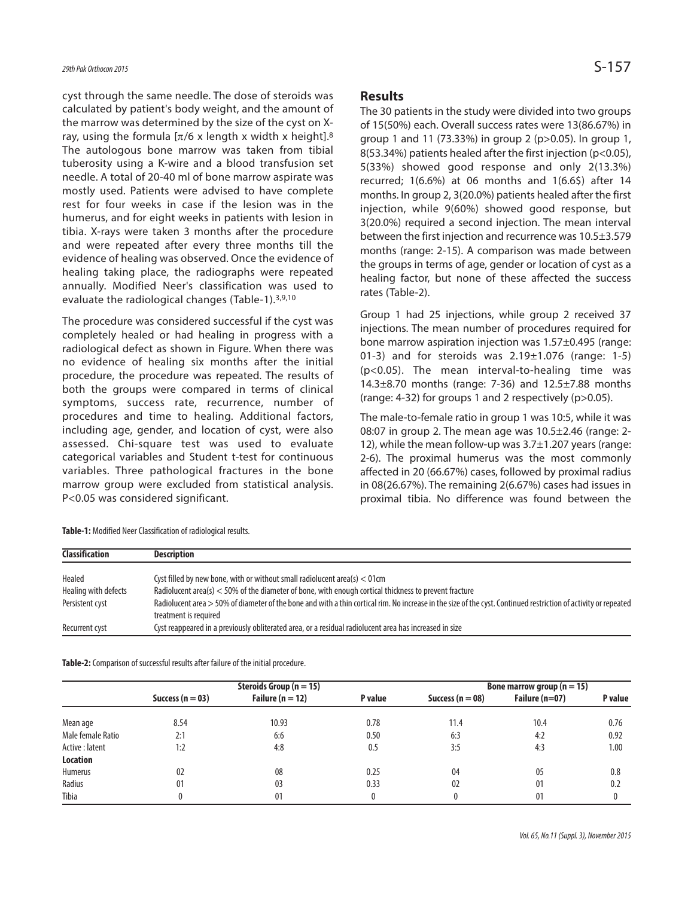cyst through the same needle. The dose of steroids was calculated by patient's body weight, and the amount of the marrow was determined by the size of the cyst on X-ray, using the formula [$\pi/6$ x length x width x height].[8] The autologous bone marrow was taken from tibial tuberosity using a K-wire and a blood transfusion set needle. A total of 20-40 ml of bone marrow aspirate was mostly used. Patients were advised to have complete rest for four weeks in case if the lesion was in the humerus, and for eight weeks in patients with lesion in tibia. X-rays were taken 3 months after the procedure and were repeated after every three months till the evidence of healing was observed. Once the evidence of healing taking place, the radiographs were repeated annually. Modified Neer's classification was used to evaluate the radiological changes (Table-1).[3,9,10]

The procedure was considered successful if the cyst was completely healed or had healing in progress with a radiological defect as shown in Figure. When there was no evidence of healing six months after the initial procedure, the procedure was repeated. The results of both the groups were compared in terms of clinical symptoms, success rate, recurrence, number of procedures and time to healing. Additional factors, including age, gender, and location of cyst, were also assessed. Chi-square test was used to evaluate categorical variables and Student t-test for continuous variables. Three pathological fractures in the bone marrow group were excluded from statistical analysis. $P<0.05$ was considered significant.

## Results

The 30 patients in the study were divided into two groups of 15(50%) each. Overall success rates were 13(86.67%) in group 1 and 11 (73.33%) in group 2 ($p>0.05$). In group 1, 8(53.34%) patients healed after the first injection ($p<0.05$), 5(33%) showed good response and only 2(13.3%) recurred; 1(6.6%) at 06 months and 1(6.6$) after 14 months. In group 2, 3(20.0%) patients healed after the first injection, while 9(60%) showed good response, but 3(20.0%) required a second injection. The mean interval between the first injection and recurrence was 10.5±3.579 months (range: 2-15). A comparison was made between the groups in terms of age, gender or location of cyst as a healing factor, but none of these affected the success rates (Table-2).

Group 1 had 25 injections, while group 2 received 37 injections. The mean number of procedures required for bone marrow aspiration injection was 1.57±0.495 (range: 01-3) and for steroids was 2.19±1.076 (range: 1-5) ($p<0.05$). The mean interval-to-healing time was 14.3±8.70 months (range: 7-36) and 12.5±7.88 months (range: 4-32) for groups 1 and 2 respectively ($p>0.05$).

The male-to-female ratio in group 1 was 10:5, while it was 08:07 in group 2. The mean age was 10.5±2.46 (range: 2-12), while the mean follow-up was 3.7±1.207 years (range: 2-6). The proximal humerus was the most commonly affected in 20 (66.67%) cases, followed by proximal radius in 08(26.67%). The remaining 2(6.67%) cases had issues in proximal tibia. No difference was found between the

**Table-1:** Modified Neer Classification of radiological results.

| Classification | Description |
|---|---|
| Healed | Cyst filled by new bone, with or without small radiolucent area(s) < 01cm |
| Healing with defects | Radiolucent area(s) < 50% of the diameter of bone, with enough cortical thickness to prevent fracture |
| Persistent cyst | Radiolucent area > 50% of diameter of the bone and with a thin cortical rim. No increase in the size of the cyst. Continued restriction of activity or repeated treatment is required |
| Recurrent cyst | Cyst reappeared in a previously obliterated area, or a residual radiolucent area has increased in size |

**Table-2:** Comparison of successful results after failure of the initial procedure.

| | Steroids Group (n = 15) | | | Bone marrow group (n = 15) | | |
|---|---|---|---|---|---|---|
| | Success (n = 03) | Failure (n = 12) | P value | Success (n = 08) | Failure (n=07) | P value |
| Mean age | 8.54 | 10.93 | 0.78 | 11.4 | 10.4 | 0.76 |
| Male female Ratio | 2:1 | 6:6 | 0.50 | 6:3 | 4:2 | 0.92 |
| Active : latent | 1:2 | 4:8 | 0.5 | 3:5 | 4:3 | 1.00 |
| **Location** | | | | | | |
| Humerus | 02 | 08 | 0.25 | 04 | 05 | 0.8 |
| Radius | 01 | 03 | 0.33 | 02 | 01 | 0.2 |
| Tibia | 0 | 01 | 0 | 0 | 01 | 0 |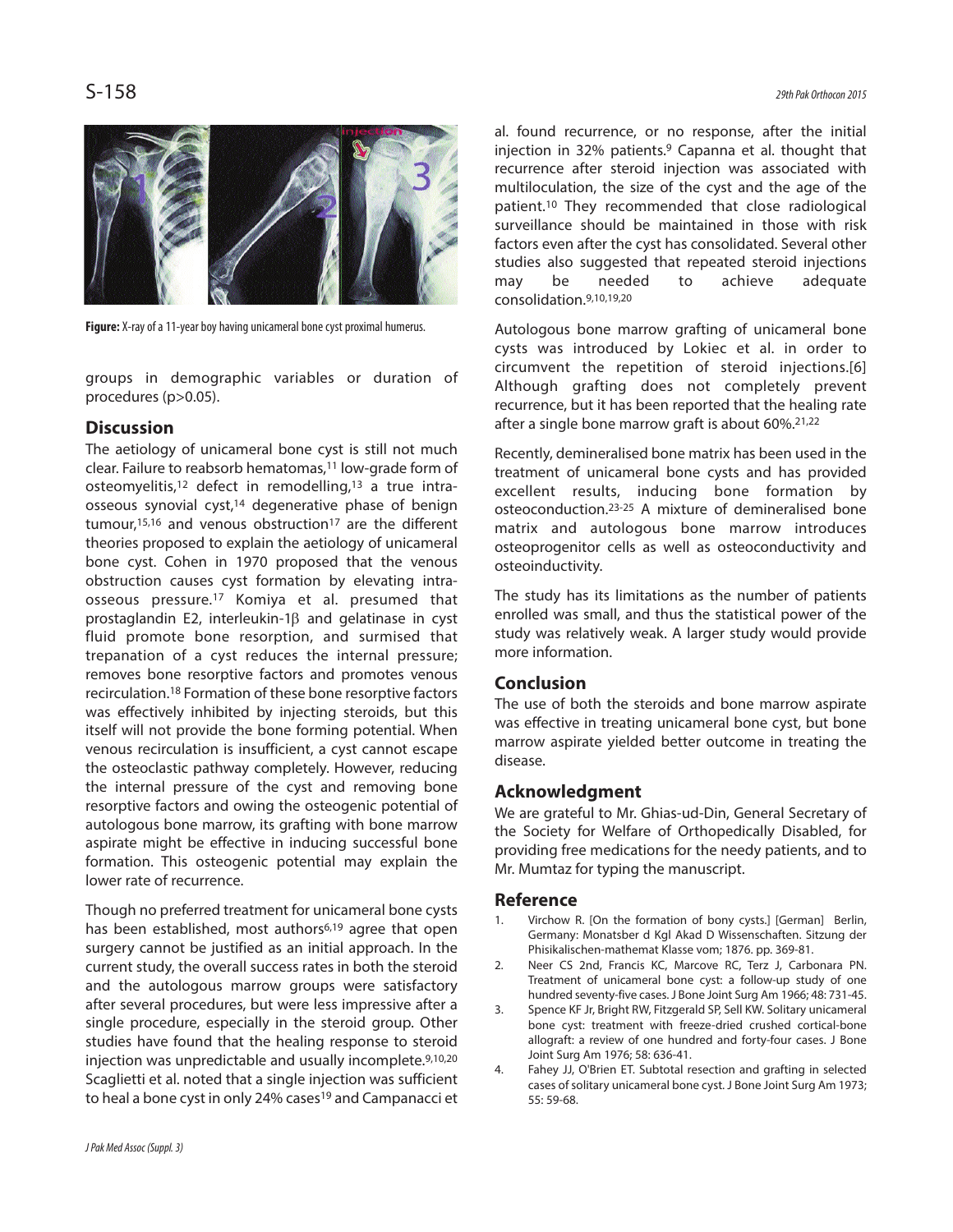**Figure:** X-ray of a 11-year boy having unicameral bone cyst proximal humerus.

groups in demographic variables or duration of procedures (p>0.05).

## Discussion

The aetiology of unicameral bone cyst is still not much clear. Failure to reabsorb hematomas,[11] low-grade form of osteomyelitis,[12] defect in remodelling,[13] a true intra-osseous synovial cyst,[14] degenerative phase of benign tumour,[15,16] and venous obstruction[17] are the different theories proposed to explain the aetiology of unicameral bone cyst. Cohen in 1970 proposed that the venous obstruction causes cyst formation by elevating intra-osseous pressure.[17] Komiya et al. presumed that prostaglandin E2, interleukin-1β and gelatinase in cyst fluid promote bone resorption, and surmised that trepanation of a cyst reduces the internal pressure; removes bone resorptive factors and promotes venous recirculation.[18] Formation of these bone resorptive factors was effectively inhibited by injecting steroids, but this itself will not provide the bone forming potential. When venous recirculation is insufficient, a cyst cannot escape the osteoclastic pathway completely. However, reducing the internal pressure of the cyst and removing bone resorptive factors and owing the osteogenic potential of autologous bone marrow, its grafting with bone marrow aspirate might be effective in inducing successful bone formation. This osteogenic potential may explain the lower rate of recurrence.

Though no preferred treatment for unicameral bone cysts has been established, most authors[6,19] agree that open surgery cannot be justified as an initial approach. In the current study, the overall success rates in both the steroid and the autologous marrow groups were satisfactory after several procedures, but were less impressive after a single procedure, especially in the steroid group. Other studies have found that the healing response to steroid injection was unpredictable and usually incomplete.[9,10,20] Scaglietti et al. noted that a single injection was sufficient to heal a bone cyst in only 24% cases[19] and Campanacci et al. found recurrence, or no response, after the initial injection in 32% patients.[9] Capanna et al. thought that recurrence after steroid injection was associated with multiloculation, the size of the cyst and the age of the patient.[10] They recommended that close radiological surveillance should be maintained in those with risk factors even after the cyst has consolidated. Several other studies also suggested that repeated steroid injections may be needed to achieve adequate consolidation.[9,10,19,20]

Autologous bone marrow grafting of unicameral bone cysts was introduced by Lokiec et al. in order to circumvent the repetition of steroid injections.[6] Although grafting does not completely prevent recurrence, but it has been reported that the healing rate after a single bone marrow graft is about 60%.[21,22]

Recently, demineralised bone matrix has been used in the treatment of unicameral bone cysts and has provided excellent results, inducing bone formation by osteoconduction.[23-25] A mixture of demineralised bone matrix and autologous bone marrow introduces osteoprogenitor cells as well as osteoconductivity and osteoinductivity.

The study has its limitations as the number of patients enrolled was small, and thus the statistical power of the study was relatively weak. A larger study would provide more information.

## Conclusion

The use of both the steroids and bone marrow aspirate was effective in treating unicameral bone cyst, but bone marrow aspirate yielded better outcome in treating the disease.

## Acknowledgment

We are grateful to Mr. Ghias-ud-Din, General Secretary of the Society for Welfare of Orthopedically Disabled, for providing free medications for the needy patients, and to Mr. Mumtaz for typing the manuscript.

## Reference

1. Virchow R. [On the formation of bony cysts.] [German] Berlin, Germany: Monatsber d Kgl Akad D Wissenschaften. Sitzung der Phisikalischen-mathemat Klasse vom; 1876. pp. 369-81.
2. Neer CS 2nd, Francis KC, Marcove RC, Terz J, Carbonara PN. Treatment of unicameral bone cyst: a follow-up study of one hundred seventy-five cases. J Bone Joint Surg Am 1966; 48: 731-45.
3. Spence KF Jr, Bright RW, Fitzgerald SP, Sell KW. Solitary unicameral bone cyst: treatment with freeze-dried crushed cortical-bone allograft: a review of one hundred and forty-four cases. J Bone Joint Surg Am 1976; 58: 636-41.
4. Fahey JJ, O'Brien ET. Subtotal resection and grafting in selected cases of solitary unicameral bone cyst. J Bone Joint Surg Am 1973; 55: 59-68.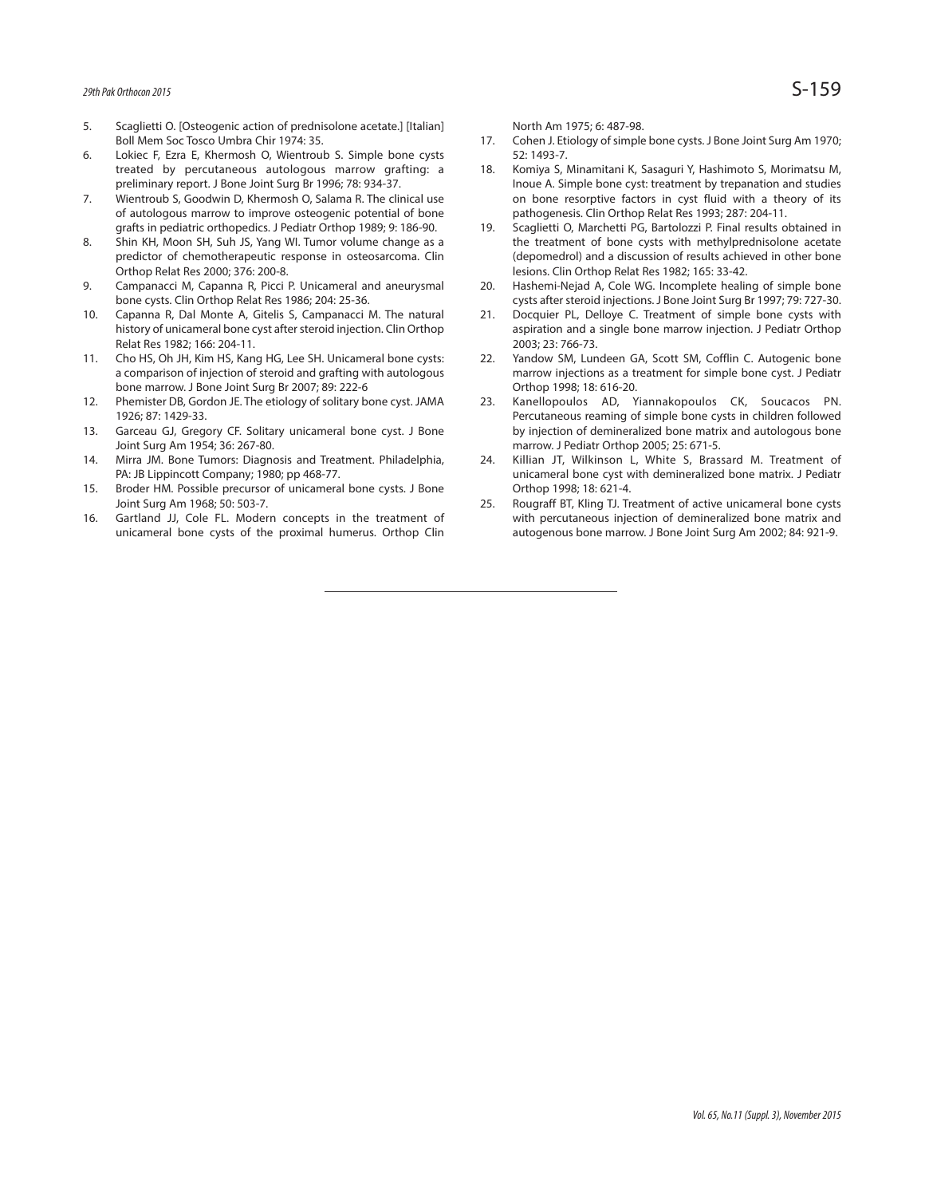5. Scaglietti O. [Osteogenic action of prednisolone acetate.] [Italian] Boll Mem Soc Tosco Umbra Chir 1974: 35.
6. Lokiec F, Ezra E, Khermosh O, Wientroub S. Simple bone cysts treated by percutaneous autologous marrow grafting: a preliminary report. J Bone Joint Surg Br 1996; 78: 934-37.
7. Wientroub S, Goodwin D, Khermosh O, Salama R. The clinical use of autologous marrow to improve osteogenic potential of bone grafts in pediatric orthopedics. J Pediatr Orthop 1989; 9: 186-90.
8. Shin KH, Moon SH, Suh JS, Yang WI. Tumor volume change as a predictor of chemotherapeutic response in osteosarcoma. Clin Orthop Relat Res 2000; 376: 200-8.
9. Campanacci M, Capanna R, Picci P. Unicameral and aneurysmal bone cysts. Clin Orthop Relat Res 1986; 204: 25-36.
10. Capanna R, Dal Monte A, Gitelis S, Campanacci M. The natural history of unicameral bone cyst after steroid injection. Clin Orthop Relat Res 1982; 166: 204-11.
11. Cho HS, Oh JH, Kim HS, Kang HG, Lee SH. Unicameral bone cysts: a comparison of injection of steroid and grafting with autologous bone marrow. J Bone Joint Surg Br 2007; 89: 222-6
12. Phemister DB, Gordon JE. The etiology of solitary bone cyst. JAMA 1926; 87: 1429-33.
13. Garceau GJ, Gregory CF. Solitary unicameral bone cyst. J Bone Joint Surg Am 1954; 36: 267-80.
14. Mirra JM. Bone Tumors: Diagnosis and Treatment. Philadelphia, PA: JB Lippincott Company; 1980; pp 468-77.
15. Broder HM. Possible precursor of unicameral bone cysts. J Bone Joint Surg Am 1968; 50: 503-7.
16. Gartland JJ, Cole FL. Modern concepts in the treatment of unicameral bone cysts of the proximal humerus. Orthop Clin North Am 1975; 6: 487-98.
17. Cohen J. Etiology of simple bone cysts. J Bone Joint Surg Am 1970; 52: 1493-7.
18. Komiya S, Minamitani K, Sasaguri Y, Hashimoto S, Morimatsu M, Inoue A. Simple bone cyst: treatment by trepanation and studies on bone resorptive factors in cyst fluid with a theory of its pathogenesis. Clin Orthop Relat Res 1993; 287: 204-11.
19. Scaglietti O, Marchetti PG, Bartolozzi P. Final results obtained in the treatment of bone cysts with methylprednisolone acetate (depomedrol) and a discussion of results achieved in other bone lesions. Clin Orthop Relat Res 1982; 165: 33-42.
20. Hashemi-Nejad A, Cole WG. Incomplete healing of simple bone cysts after steroid injections. J Bone Joint Surg Br 1997; 79: 727-30.
21. Docquier PL, Delloye C. Treatment of simple bone cysts with aspiration and a single bone marrow injection. J Pediatr Orthop 2003; 23: 766-73.
22. Yandow SM, Lundeen GA, Scott SM, Cofflin C. Autogenic bone marrow injections as a treatment for simple bone cyst. J Pediatr Orthop 1998; 18: 616-20.
23. Kanellopoulos AD, Yiannakopoulos CK, Soucacos PN. Percutaneous reaming of simple bone cysts in children followed by injection of demineralized bone matrix and autologous bone marrow. J Pediatr Orthop 2005; 25: 671-5.
24. Killian JT, Wilkinson L, White S, Brassard M. Treatment of unicameral bone cyst with demineralized bone matrix. J Pediatr Orthop 1998; 18: 621-4.
25. Rougraff BT, Kling TJ. Treatment of active unicameral bone cysts with percutaneous injection of demineralized bone matrix and autogenous bone marrow. J Bone Joint Surg Am 2002; 84: 921-9.